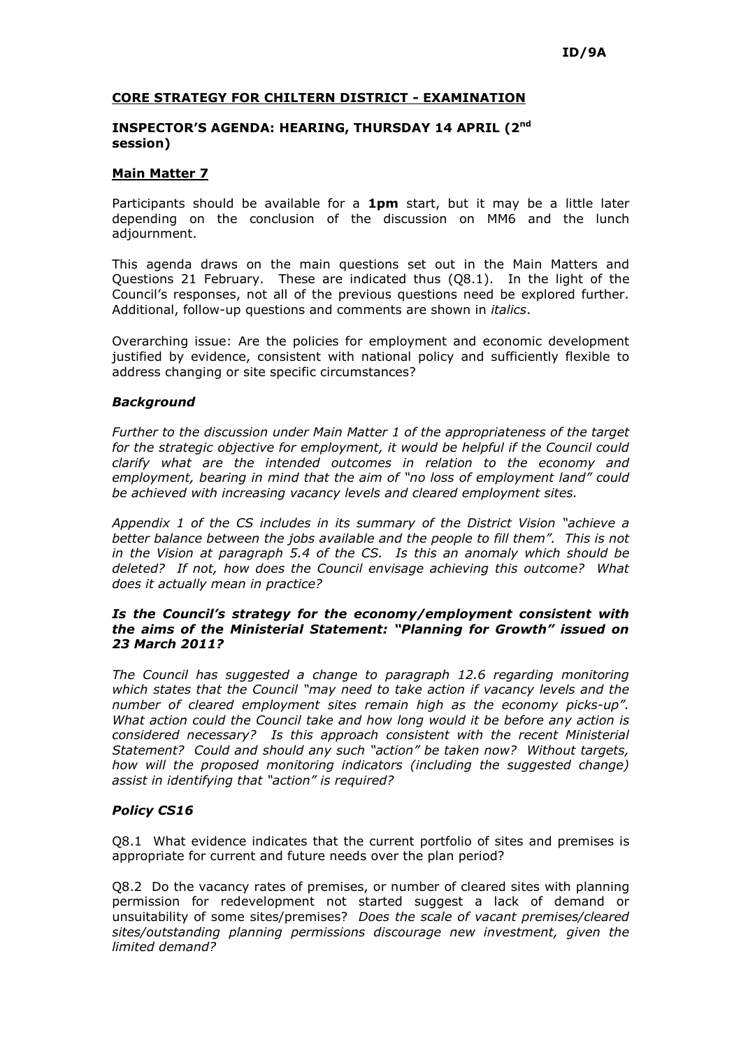**ID/9A**

# CORE STRATEGY FOR CHILTERN DISTRICT - EXAMINATION

## INSPECTOR'S AGENDA: HEARING, THURSDAY 14 APRIL (2nd session)

### Main Matter 7

Participants should be available for a **1pm** start, but it may be a little later depending on the conclusion of the discussion on MM6 and the lunch adjournment.

This agenda draws on the main questions set out in the Main Matters and Questions 21 February. These are indicated thus (Q8.1). In the light of the Council's responses, not all of the previous questions need be explored further. Additional, follow-up questions and comments are shown in *italics*.

Overarching issue: Are the policies for employment and economic development justified by evidence, consistent with national policy and sufficiently flexible to address changing or site specific circumstances?

### *Background*

*Further to the discussion under Main Matter 1 of the appropriateness of the target for the strategic objective for employment, it would be helpful if the Council could clarify what are the intended outcomes in relation to the economy and employment, bearing in mind that the aim of "no loss of employment land" could be achieved with increasing vacancy levels and cleared employment sites.*

*Appendix 1 of the CS includes in its summary of the District Vision "achieve a better balance between the jobs available and the people to fill them". This is not in the Vision at paragraph 5.4 of the CS. Is this an anomaly which should be deleted? If not, how does the Council envisage achieving this outcome? What does it actually mean in practice?*

***Is the Council's strategy for the economy/employment consistent with the aims of the Ministerial Statement: "Planning for Growth" issued on 23 March 2011?***

*The Council has suggested a change to paragraph 12.6 regarding monitoring which states that the Council "may need to take action if vacancy levels and the number of cleared employment sites remain high as the economy picks-up". What action could the Council take and how long would it be before any action is considered necessary? Is this approach consistent with the recent Ministerial Statement? Could and should any such "action" be taken now? Without targets, how will the proposed monitoring indicators (including the suggested change) assist in identifying that "action" is required?*

### *Policy CS16*

Q8.1 What evidence indicates that the current portfolio of sites and premises is appropriate for current and future needs over the plan period?

Q8.2 Do the vacancy rates of premises, or number of cleared sites with planning permission for redevelopment not started suggest a lack of demand or unsuitability of some sites/premises? *Does the scale of vacant premises/cleared sites/outstanding planning permissions discourage new investment, given the limited demand?*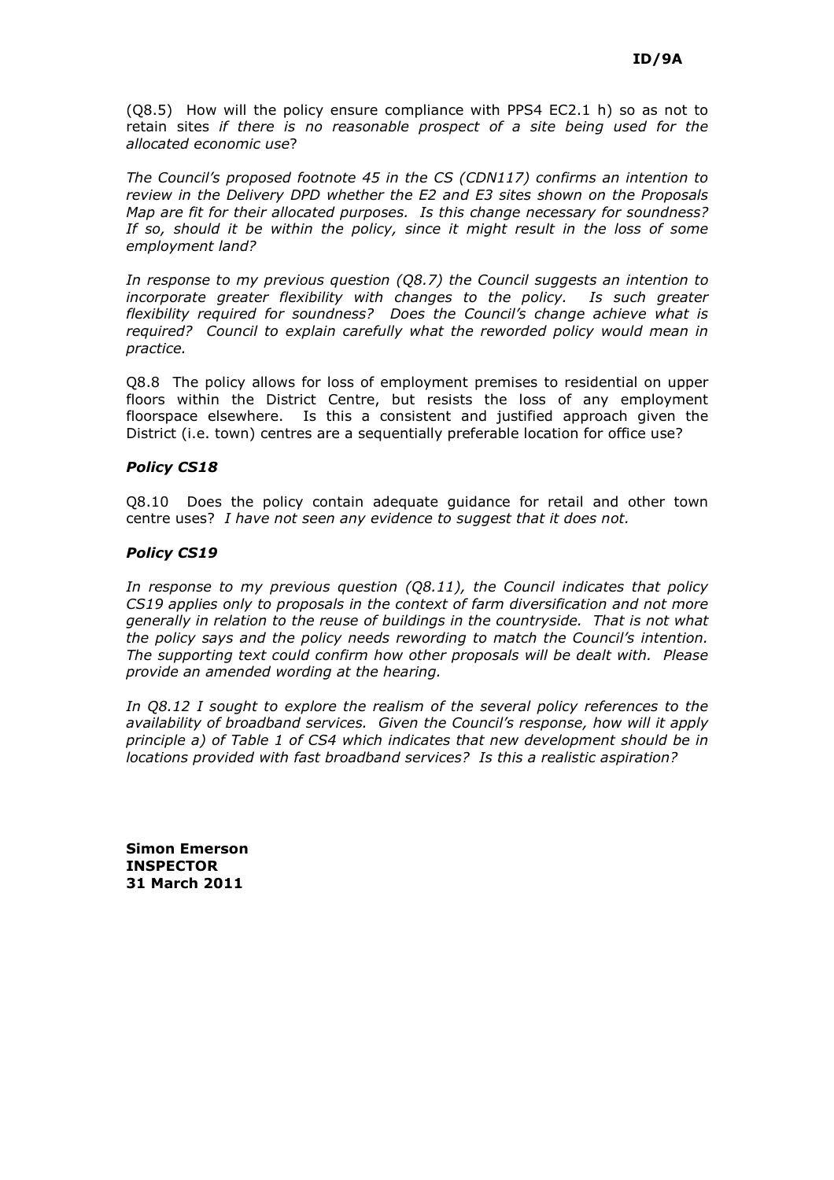(Q8.5) How will the policy ensure compliance with PPS4 EC2.1 h) so as not to retain sites *if there is no reasonable prospect of a site being used for the allocated economic use*?

*The Council's proposed footnote 45 in the CS (CDN117) confirms an intention to review in the Delivery DPD whether the E2 and E3 sites shown on the Proposals Map are fit for their allocated purposes. Is this change necessary for soundness? If so, should it be within the policy, since it might result in the loss of some employment land?*

*In response to my previous question (Q8.7) the Council suggests an intention to incorporate greater flexibility with changes to the policy. Is such greater flexibility required for soundness? Does the Council's change achieve what is required? Council to explain carefully what the reworded policy would mean in practice.*

Q8.8 The policy allows for loss of employment premises to residential on upper floors within the District Centre, but resists the loss of any employment floorspace elsewhere. Is this a consistent and justified approach given the District (i.e. town) centres are a sequentially preferable location for office use?

### *Policy CS18*

Q8.10 Does the policy contain adequate guidance for retail and other town centre uses? *I have not seen any evidence to suggest that it does not.*

### *Policy CS19*

*In response to my previous question (Q8.11), the Council indicates that policy CS19 applies only to proposals in the context of farm diversification and not more generally in relation to the reuse of buildings in the countryside. That is not what the policy says and the policy needs rewording to match the Council's intention. The supporting text could confirm how other proposals will be dealt with. Please provide an amended wording at the hearing.*

*In Q8.12 I sought to explore the realism of the several policy references to the availability of broadband services. Given the Council's response, how will it apply principle a) of Table 1 of CS4 which indicates that new development should be in locations provided with fast broadband services? Is this a realistic aspiration?*

**Simon Emerson**
**INSPECTOR**
**31 March 2011**